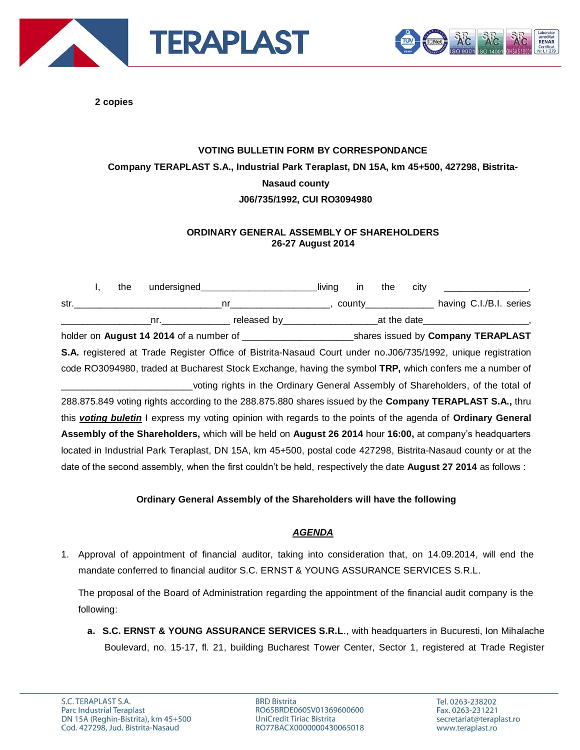**2 copies**

**VOTING BULLETIN FORM BY CORRESPONDANCE**

**Company TERAPLAST S.A., Industrial Park Teraplast, DN 15A, km 45+500, 427298, Bistrita-Nasaud county**

**J06/735/1992, CUI RO3094980**

**ORDINARY GENERAL ASSEMBLY OF SHAREHOLDERS**
**26-27 August 2014**

I, the undersigned_____________________living in the city _______________, str.___________________________nr_________________, county____________ having C.I./B.I. series ________________nr.____________ released by________________at the date__________________, holder on **August 14 2014** of a number of ____________________shares issued by **Company TERAPLAST S.A.** registered at Trade Register Office of Bistrita-Nasaud Court under no.J06/735/1992, unique registration code RO3094980, traded at Bucharest Stock Exchange, having the symbol **TRP,** which confers me a number of _______________________voting rights in the Ordinary General Assembly of Shareholders, of the total of 288.875.849 voting rights according to the 288.875.880 shares issued by the **Company TERAPLAST S.A.,** thru this ***voting buletin*** I express my voting opinion with regards to the points of the agenda of **Ordinary General Assembly of the Shareholders,** which will be held on **August 26 2014** hour **16:00,** at company's headquarters located in Industrial Park Teraplast, DN 15A, km 45+500, postal code 427298, Bistrita-Nasaud county or at the date of the second assembly, when the first couldn't be held, respectively the date **August 27 2014** as follows :

**Ordinary General Assembly of the Shareholders will have the following**

***AGENDA***

1. Approval of appointment of financial auditor, taking into consideration that, on 14.09.2014, will end the mandate conferred to financial auditor S.C. ERNST & YOUNG ASSURANCE SERVICES S.R.L.

   The proposal of the Board of Administration regarding the appointment of the financial audit company is the following:

   **a. S.C. ERNST & YOUNG ASSURANCE SERVICES S.R.L**., with headquarters in Bucuresti, Ion Mihalache Boulevard, no. 15-17, fl. 21, building Bucharest Tower Center, Sector 1, registered at Trade Register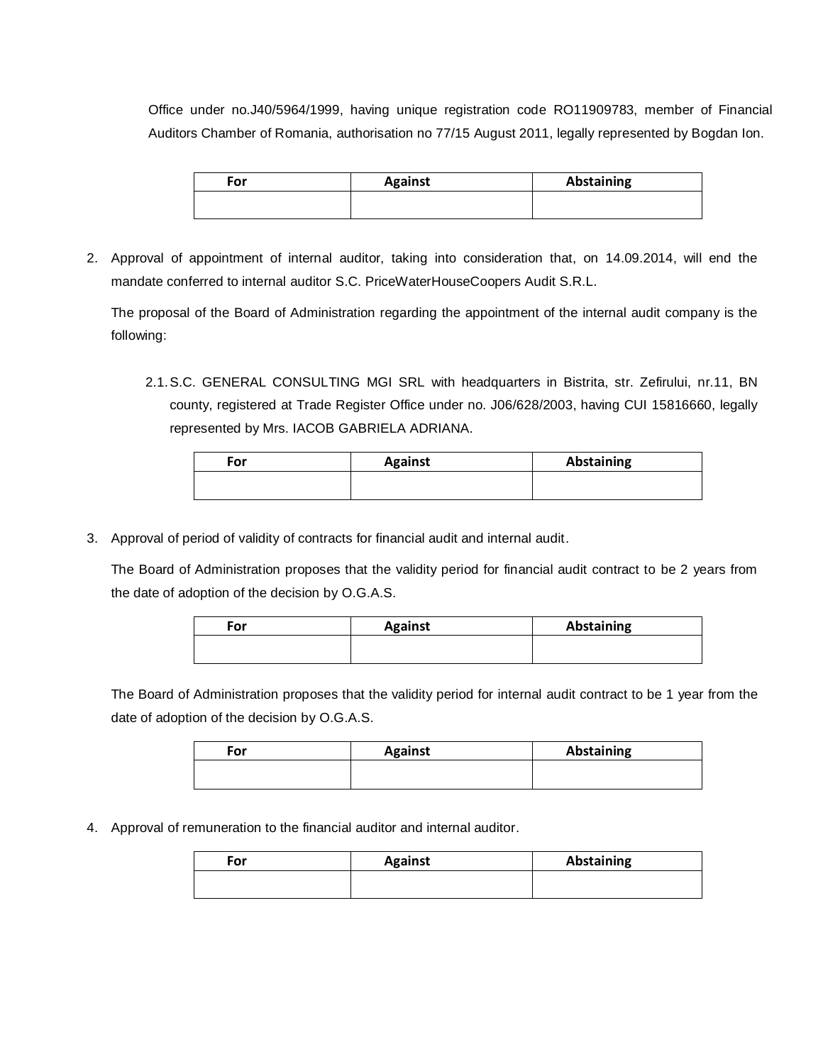Office under no.J40/5964/1999, having unique registration code RO11909783, member of Financial Auditors Chamber of Romania, authorisation no 77/15 August 2011, legally represented by Bogdan Ion.

| For | Against | Abstaining |
|---|---|---|
| | | |

2. Approval of appointment of internal auditor, taking into consideration that, on 14.09.2014, will end the mandate conferred to internal auditor S.C. PriceWaterHouseCoopers Audit S.R.L.

   The proposal of the Board of Administration regarding the appointment of the internal audit company is the following:

   2.1. S.C. GENERAL CONSULTING MGI SRL with headquarters in Bistrita, str. Zefirului, nr.11, BN county, registered at Trade Register Office under no. J06/628/2003, having CUI 15816660, legally represented by Mrs. IACOB GABRIELA ADRIANA.

| For | Against | Abstaining |
|---|---|---|
| | | |

3. Approval of period of validity of contracts for financial audit and internal audit.

   The Board of Administration proposes that the validity period for financial audit contract to be 2 years from the date of adoption of the decision by O.G.A.S.

| For | Against | Abstaining |
|---|---|---|
| | | |

   The Board of Administration proposes that the validity period for internal audit contract to be 1 year from the date of adoption of the decision by O.G.A.S.

| For | Against | Abstaining |
|---|---|---|
| | | |

4. Approval of remuneration to the financial auditor and internal auditor.

| For | Against | Abstaining |
|---|---|---|
| | | |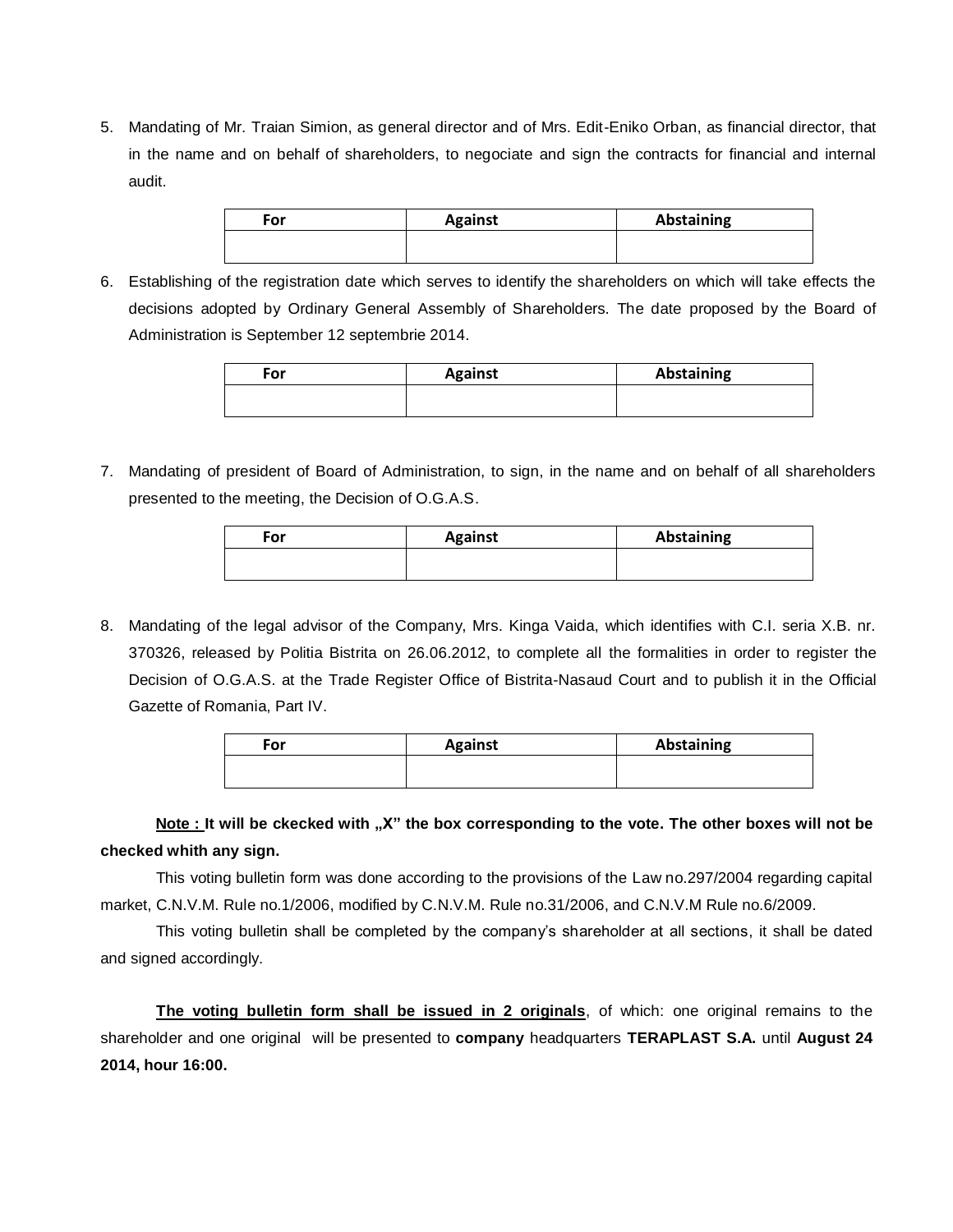5. Mandating of Mr. Traian Simion, as general director and of Mrs. Edit-Eniko Orban, as financial director, that in the name and on behalf of shareholders, to negociate and sign the contracts for financial and internal audit.

| For | Against | Abstaining |
|---|---|---|
| | | |

6. Establishing of the registration date which serves to identify the shareholders on which will take effects the decisions adopted by Ordinary General Assembly of Shareholders. The date proposed by the Board of Administration is September 12 septembrie 2014.

| For | Against | Abstaining |
|---|---|---|
| | | |

7. Mandating of president of Board of Administration, to sign, in the name and on behalf of all shareholders presented to the meeting, the Decision of O.G.A.S.

| For | Against | Abstaining |
|---|---|---|
| | | |

8. Mandating of the legal advisor of the Company, Mrs. Kinga Vaida, which identifies with C.I. seria X.B. nr. 370326, released by Politia Bistrita on 26.06.2012, to complete all the formalities in order to register the Decision of O.G.A.S. at the Trade Register Office of Bistrita-Nasaud Court and to publish it in the Official Gazette of Romania, Part IV.

| For | Against | Abstaining |
|---|---|---|
| | | |

**<u>Note :</u> It will be ckecked with „X" the box corresponding to the vote. The other boxes will not be checked whith any sign.**

This voting bulletin form was done according to the provisions of the Law no.297/2004 regarding capital market, C.N.V.M. Rule no.1/2006, modified by C.N.V.M. Rule no.31/2006, and C.N.V.M Rule no.6/2009.

This voting bulletin shall be completed by the company's shareholder at all sections, it shall be dated and signed accordingly.

**<u>The voting bulletin form shall be issued in 2 originals</u>**, of which: one original remains to the shareholder and one original will be presented to **company** headquarters **TERAPLAST S.A.** until **August 24 2014, hour 16:00.**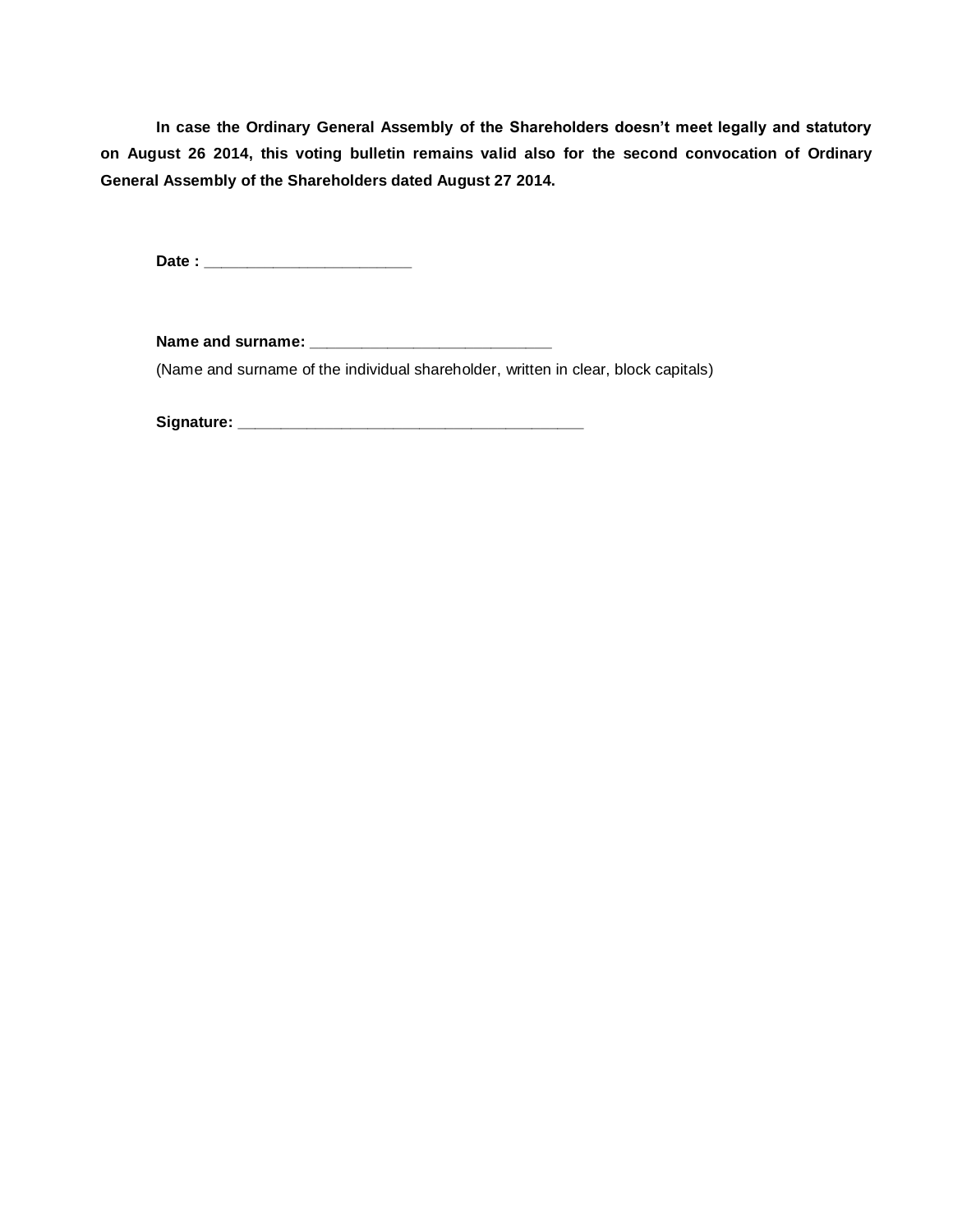**In case the Ordinary General Assembly of the Shareholders doesn’t meet legally and statutory on August 26 2014, this voting bulletin remains valid also for the second convocation of Ordinary General Assembly of the Shareholders dated August 27 2014.**

**Date : ________________________**

**Name and surname: ____________________________**

(Name and surname of the individual shareholder, written in clear, block capitals)

**Signature: ________________________________________**